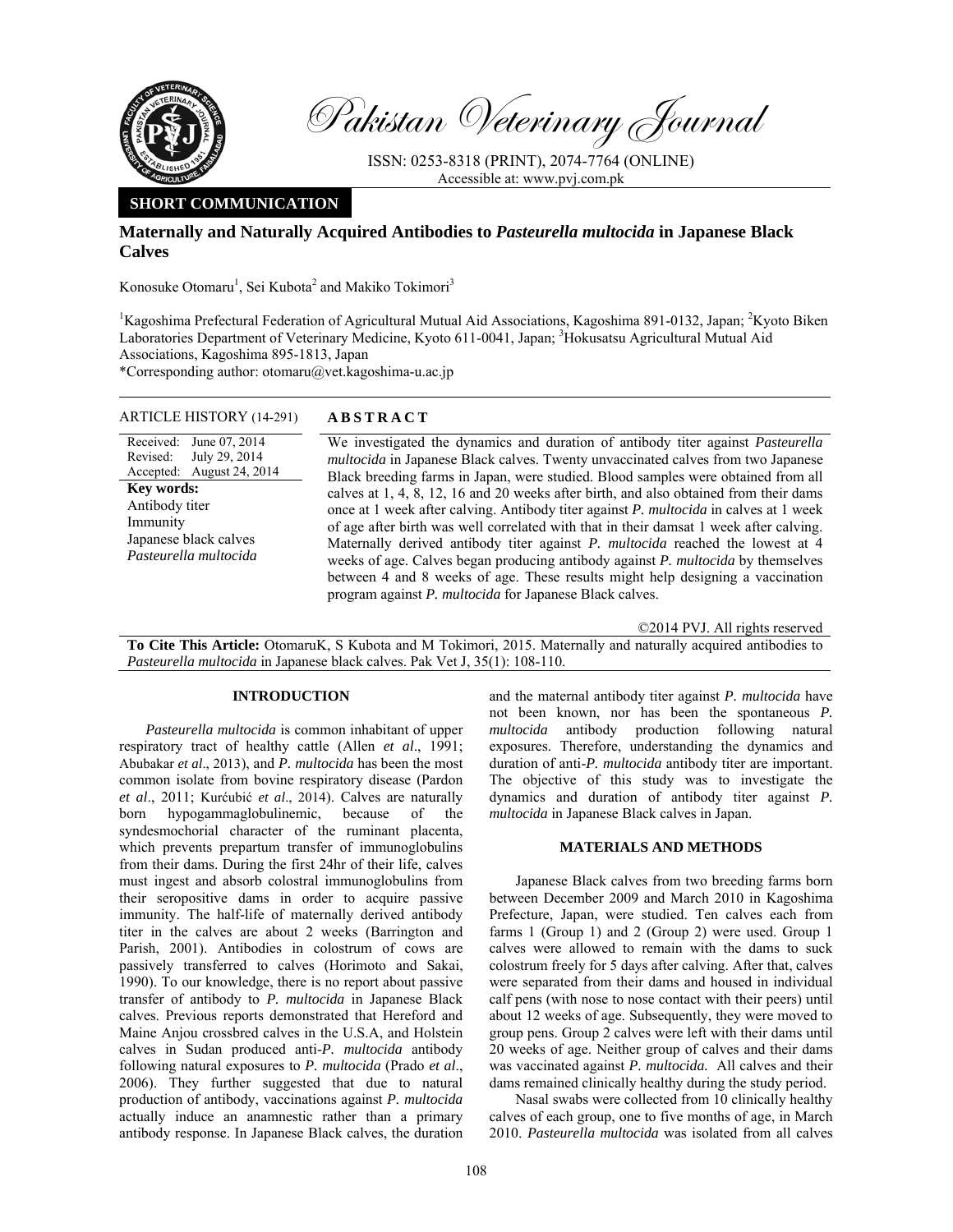# Pakistan Veterinary Journal

ISSN: 0253-8318 (PRINT), 2074-7764 (ONLINE)
Accessible at: www.pvj.com.pk

**SHORT COMMUNICATION**

## Maternally and Naturally Acquired Antibodies to *Pasteurella multocida* in Japanese Black Calves

Konosuke Otomaru[1], Sei Kubota[2] and Makiko Tokimori[3]

[1]Kagoshima Prefectural Federation of Agricultural Mutual Aid Associations, Kagoshima 891-0132, Japan; [2]Kyoto Biken Laboratories Department of Veterinary Medicine, Kyoto 611-0041, Japan; [3]Hokusatsu Agricultural Mutual Aid Associations, Kagoshima 895-1813, Japan
*Corresponding author: otomaru@vet.kagoshima-u.ac.jp

**ARTICLE HISTORY** (14-291)

Received: June 07, 2014
Revised: July 29, 2014
Accepted: August 24, 2014

**Key words:**
Antibody titer
Immunity
Japanese black calves
*Pasteurella multocida*

**A B S T R A C T**

We investigated the dynamics and duration of antibody titer against *Pasteurella multocida* in Japanese Black calves. Twenty unvaccinated calves from two Japanese Black breeding farms in Japan, were studied. Blood samples were obtained from all calves at 1, 4, 8, 12, 16 and 20 weeks after birth, and also obtained from their dams once at 1 week after calving. Antibody titer against *P. multocida* in calves at 1 week of age after birth was well correlated with that in their damsat 1 week after calving. Maternally derived antibody titer against *P. multocida* reached the lowest at 4 weeks of age. Calves began producing antibody against *P. multocida* by themselves between 4 and 8 weeks of age. These results might help designing a vaccination program against *P. multocida* for Japanese Black calves.

©2014 PVJ. All rights reserved

**To Cite This Article:** OtomaruK, S Kubota and M Tokimori, 2015. Maternally and naturally acquired antibodies to *Pasteurella multocida* in Japanese black calves. Pak Vet J, 35(1): 108-110.

## INTRODUCTION

*Pasteurella multocida* is common inhabitant of upper respiratory tract of healthy cattle (Allen *et al*., 1991; Abubakar *et al*., 2013), and *P. multocida* has been the most common isolate from bovine respiratory disease (Pardon *et al*., 2011; Kurćubić *et al*., 2014). Calves are naturally born hypogammaglobulinemic, because of the syndesmochorial character of the ruminant placenta, which prevents prepartum transfer of immunoglobulins from their dams. During the first 24hr of their life, calves must ingest and absorb colostral immunoglobulins from their seropositive dams in order to acquire passive immunity. The half-life of maternally derived antibody titer in the calves are about 2 weeks (Barrington and Parish, 2001). Antibodies in colostrum of cows are passively transferred to calves (Horimoto and Sakai, 1990). To our knowledge, there is no report about passive transfer of antibody to *P. multocida* in Japanese Black calves. Previous reports demonstrated that Hereford and Maine Anjou crossbred calves in the U.S.A, and Holstein calves in Sudan produced anti-*P. multocida* antibody following natural exposures to *P. multocida* (Prado *et al*., 2006). They further suggested that due to natural production of antibody, vaccinations against *P. multocida* actually induce an anamnestic rather than a primary antibody response. In Japanese Black calves, the duration and the maternal antibody titer against *P. multocida* have not been known, nor has been the spontaneous *P. multocida* antibody production following natural exposures. Therefore, understanding the dynamics and duration of anti-*P. multocida* antibody titer are important. The objective of this study was to investigate the dynamics and duration of antibody titer against *P. multocida* in Japanese Black calves in Japan.

## MATERIALS AND METHODS

Japanese Black calves from two breeding farms born between December 2009 and March 2010 in Kagoshima Prefecture, Japan, were studied. Ten calves each from farms 1 (Group 1) and 2 (Group 2) were used. Group 1 calves were allowed to remain with the dams to suck colostrum freely for 5 days after calving. After that, calves were separated from their dams and housed in individual calf pens (with nose to nose contact with their peers) until about 12 weeks of age. Subsequently, they were moved to group pens. Group 2 calves were left with their dams until 20 weeks of age. Neither group of calves and their dams was vaccinated against *P. multocida.* All calves and their dams remained clinically healthy during the study period.

Nasal swabs were collected from 10 clinically healthy calves of each group, one to five months of age, in March 2010. *Pasteurella multocida* was isolated from all calves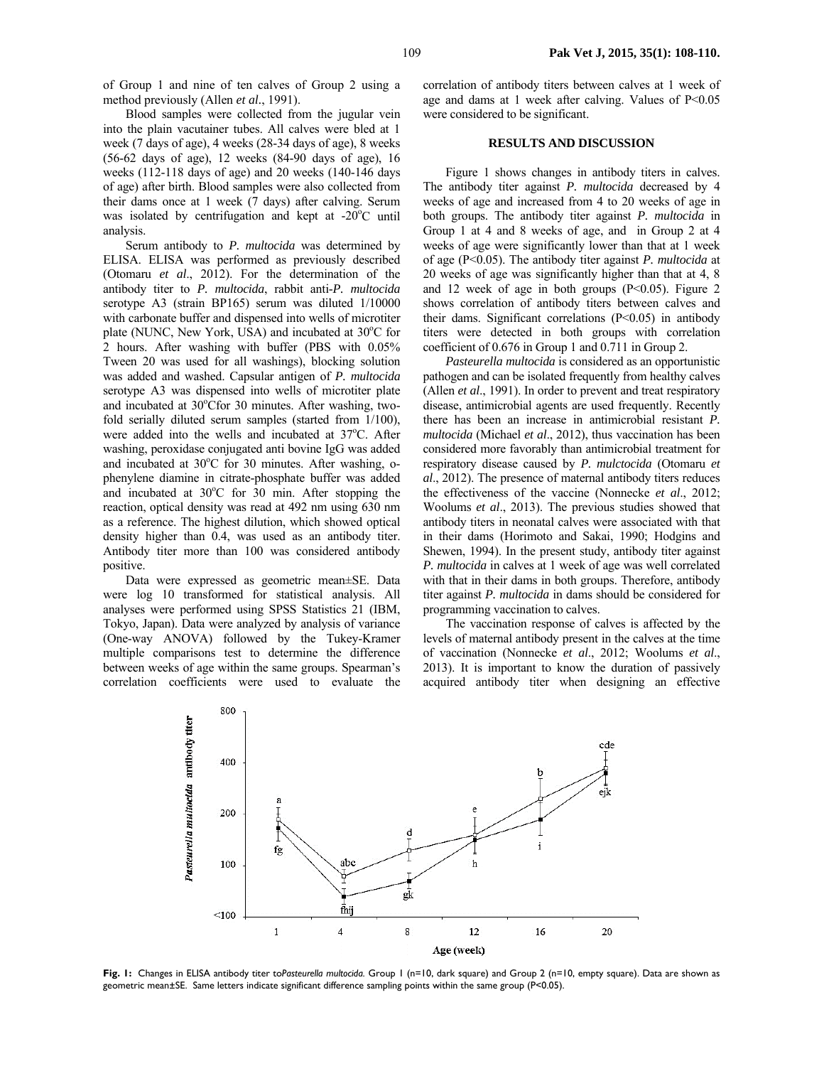of Group 1 and nine of ten calves of Group 2 using a method previously (Allen *et al*., 1991).

Blood samples were collected from the jugular vein into the plain vacutainer tubes. All calves were bled at 1 week (7 days of age), 4 weeks (28-34 days of age), 8 weeks (56-62 days of age), 12 weeks (84-90 days of age), 16 weeks (112-118 days of age) and 20 weeks (140-146 days of age) after birth. Blood samples were also collected from their dams once at 1 week (7 days) after calving. Serum was isolated by centrifugation and kept at -20°C until analysis.

Serum antibody to *P. multocida* was determined by ELISA. ELISA was performed as previously described (Otomaru *et al*., 2012). For the determination of the antibody titer to *P. multocida*, rabbit anti-*P. multocida* serotype A3 (strain BP165) serum was diluted 1/10000 with carbonate buffer and dispensed into wells of microtiter plate (NUNC, New York, USA) and incubated at 30°C for 2 hours. After washing with buffer (PBS with 0.05% Tween 20 was used for all washings), blocking solution was added and washed. Capsular antigen of *P. multocida* serotype A3 was dispensed into wells of microtiter plate and incubated at 30°Cfor 30 minutes. After washing, two-fold serially diluted serum samples (started from 1/100), were added into the wells and incubated at 37°C. After washing, peroxidase conjugated anti bovine IgG was added and incubated at 30°C for 30 minutes. After washing, o-phenylene diamine in citrate-phosphate buffer was added and incubated at 30°C for 30 min. After stopping the reaction, optical density was read at 492 nm using 630 nm as a reference. The highest dilution, which showed optical density higher than 0.4, was used as an antibody titer. Antibody titer more than 100 was considered antibody positive.

Data were expressed as geometric mean±SE. Data were log 10 transformed for statistical analysis. All analyses were performed using SPSS Statistics 21 (IBM, Tokyo, Japan). Data were analyzed by analysis of variance (One-way ANOVA) followed by the Tukey-Kramer multiple comparisons test to determine the difference between weeks of age within the same groups. Spearman's correlation coefficients were used to evaluate the correlation of antibody titers between calves at 1 week of age and dams at 1 week after calving. Values of $P<0.05$ were considered to be significant.

## RESULTS AND DISCUSSION

Figure 1 shows changes in antibody titers in calves. The antibody titer against *P. multocida* decreased by 4 weeks of age and increased from 4 to 20 weeks of age in both groups. The antibody titer against *P. multocida* in Group 1 at 4 and 8 weeks of age, and in Group 2 at 4 weeks of age were significantly lower than that at 1 week of age ($P<0.05$). The antibody titer against *P. multocida* at 20 weeks of age was significantly higher than that at 4, 8 and 12 week of age in both groups ($P<0.05$). Figure 2 shows correlation of antibody titers between calves and their dams. Significant correlations ($P<0.05$) in antibody titers were detected in both groups with correlation coefficient of 0.676 in Group 1 and 0.711 in Group 2.

*Pasteurella multocida* is considered as an opportunistic pathogen and can be isolated frequently from healthy calves (Allen *et al*., 1991). In order to prevent and treat respiratory disease, antimicrobial agents are used frequently. Recently there has been an increase in antimicrobial resistant *P. multocida* (Michael *et al*., 2012), thus vaccination has been considered more favorably than antimicrobial treatment for respiratory disease caused by *P. mulctocida* (Otomaru *et al*., 2012). The presence of maternal antibody titers reduces the effectiveness of the vaccine (Nonnecke *et al*., 2012; Woolums *et al*., 2013). The previous studies showed that antibody titers in neonatal calves were associated with that in their dams (Horimoto and Sakai, 1990; Hodgins and Shewen, 1994). In the present study, antibody titer against *P. multocida* in calves at 1 week of age was well correlated with that in their dams in both groups. Therefore, antibody titer against *P. multocida* in dams should be considered for programming vaccination to calves.

The vaccination response of calves is affected by the levels of maternal antibody present in the calves at the time of vaccination (Nonnecke *et al*., 2012; Woolums *et al*., 2013). It is important to know the duration of passively acquired antibody titer when designing an effective

**Fig. 1:** Changes in ELISA antibody titer to*Pasteurella multocida*. Group 1 (n=10, dark square) and Group 2 (n=10, empty square). Data are shown as geometric mean±SE. Same letters indicate significant difference sampling points within the same group ($P<0.05$).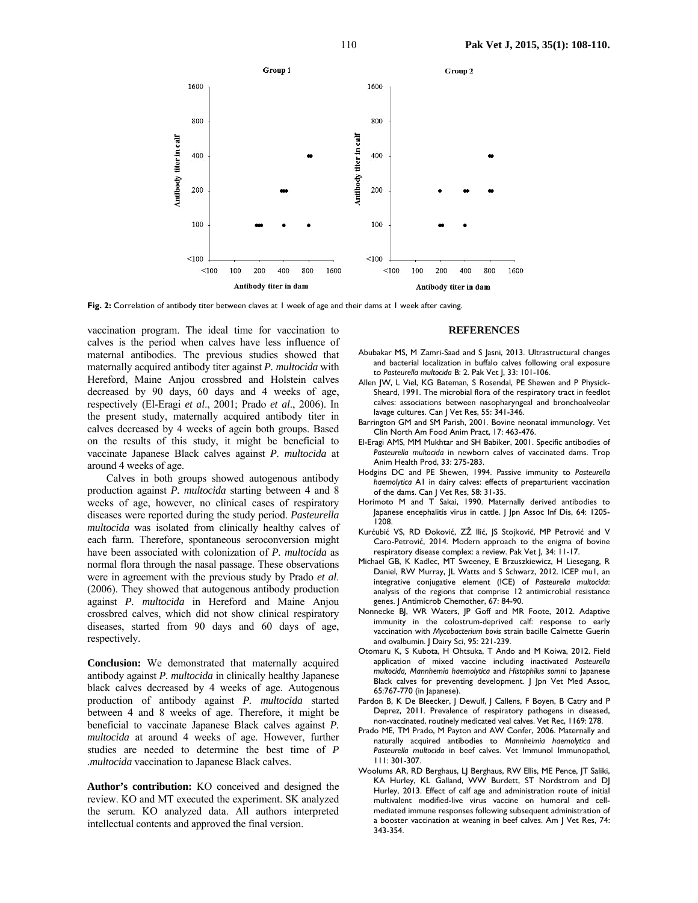Group 1

1600
800
400
200
100
<100

Antibody titer in calf

<100 100 200 400 800 1600

Antibody titer in dam

Group 2

1600
800
400
200
100
<100

Antibody titer in calf

<100 100 200 400 800 1600

Antibody titer in dam

**Fig. 2:** Correlation of antibody titer between claves at 1 week of age and their dams at 1 week after caving.

vaccination program. The ideal time for vaccination to calves is the period when calves have less influence of maternal antibodies. The previous studies showed that maternally acquired antibody titer against *P. multocida* with Hereford, Maine Anjou crossbred and Holstein calves decreased by 90 days, 60 days and 4 weeks of age, respectively (El-Eragi *et al*., 2001; Prado *et al*., 2006). In the present study, maternally acquired antibody titer in calves decreased by 4 weeks of agein both groups. Based on the results of this study, it might be beneficial to vaccinate Japanese Black calves against *P. multocida* at around 4 weeks of age.

Calves in both groups showed autogenous antibody production against *P. multocida* starting between 4 and 8 weeks of age, however, no clinical cases of respiratory diseases were reported during the study period. *Pasteurella multocida* was isolated from clinically healthy calves of each farm. Therefore, spontaneous seroconversion might have been associated with colonization of *P. multocida* as normal flora through the nasal passage. These observations were in agreement with the previous study by Prado *et al*. (2006). They showed that autogenous antibody production against *P. multocida* in Hereford and Maine Anjou crossbred calves, which did not show clinical respiratory diseases, started from 90 days and 60 days of age, respectively.

**Conclusion:** We demonstrated that maternally acquired antibody against *P. multocida* in clinically healthy Japanese black calves decreased by 4 weeks of age. Autogenous production of antibody against *P. multocida* started between 4 and 8 weeks of age. Therefore, it might be beneficial to vaccinate Japanese Black calves against *P. multocida* at around 4 weeks of age. However, further studies are needed to determine the best time of *P .multocida* vaccination to Japanese Black calves.

**Author's contribution:** KO conceived and designed the review. KO and MT executed the experiment. SK analyzed the serum. KO analyzed data. All authors interpreted intellectual contents and approved the final version.

## REFERENCES

Abubakar MS, M Zamri-Saad and S Jasni, 2013. Ultrastructural changes and bacterial localization in buffalo calves following oral exposure to *Pasteurella multocida* B: 2. Pak Vet J, 33: 101-106.

Allen JW, L Viel, KG Bateman, S Rosendal, PE Shewen and P Physick-Sheard, 1991. The microbial flora of the respiratory tract in feedlot calves: associations between nasopharyngeal and bronchoalveolar lavage cultures. Can J Vet Res, 55: 341-346.

Barrington GM and SM Parish, 2001. Bovine neonatal immunology. Vet Clin North Am Food Anim Pract, 17: 463-476.

El-Eragi AMS, MM Mukhtar and SH Babiker, 2001. Specific antibodies of *Pasteurella multocida* in newborn calves of vaccinated dams. Trop Anim Health Prod, 33: 275-283.

Hodgins DC and PE Shewen, 1994. Passive immunity to *Pasteurella haemolytica* A1 in dairy calves: effects of preparturient vaccination of the dams. Can J Vet Res, 58: 31-35.

Horimoto M and T Sakai, 1990. Maternally derived antibodies to Japanese encephalitis virus in cattle. J Jpn Assoc Inf Dis, 64: 1205-1208.

Kurćubić VS, RD Đoković, ZŽ Ilić, JS Stojković, MP Petrović and V Caro-Petrović, 2014. Modern approach to the enigma of bovine respiratory disease complex: a review. Pak Vet J, 34: 11-17.

Michael GB, K Kadlec, MT Sweeney, E Brzuszkiewicz, H Liesegang, R Daniel, RW Murray, JL Watts and S Schwarz, 2012. ICEP mu1, an integrative conjugative element (ICE) of *Pasteurella multocida*: analysis of the regions that comprise 12 antimicrobial resistance genes. J Antimicrob Chemother, 67: 84-90.

Nonnecke BJ, WR Waters, JP Goff and MR Foote, 2012. Adaptive immunity in the colostrum-deprived calf: response to early vaccination with *Mycobacterium bovis* strain bacille Calmette Guerin and ovalbumin. J Dairy Sci, 95: 221-239.

Otomaru K, S Kubota, H Ohtsuka, T Ando and M Koiwa, 2012. Field application of mixed vaccine including inactivated *Pasteurella multocida, Mannhemia haemolytica* and *Histophilus somni* to Japanese Black calves for preventing development. J Jpn Vet Med Assoc, 65:767-770 (in Japanese).

Pardon B, K De Bleecker, J Dewulf, J Callens, F Boyen, B Catry and P Deprez, 2011. Prevalence of respiratory pathogens in diseased, non-vaccinated, routinely medicated veal calves. Vet Rec, 1169: 278.

Prado ME, TM Prado, M Payton and AW Confer, 2006. Maternally and naturally acquired antibodies to *Mannheimia haemolytica* and *Pasteurella multocida* in beef calves. Vet Immunol Immunopathol, 111: 301-307.

Woolums AR, RD Berghaus, LJ Berghaus, RW Ellis, ME Pence, JT Saliki, KA Hurley, KL Galland, WW Burdett, ST Nordstrom and DJ Hurley, 2013. Effect of calf age and administration route of initial multivalent modified-live virus vaccine on humoral and cell-mediated immune responses following subsequent administration of a booster vaccination at weaning in beef calves. Am J Vet Res, 74: 343-354.